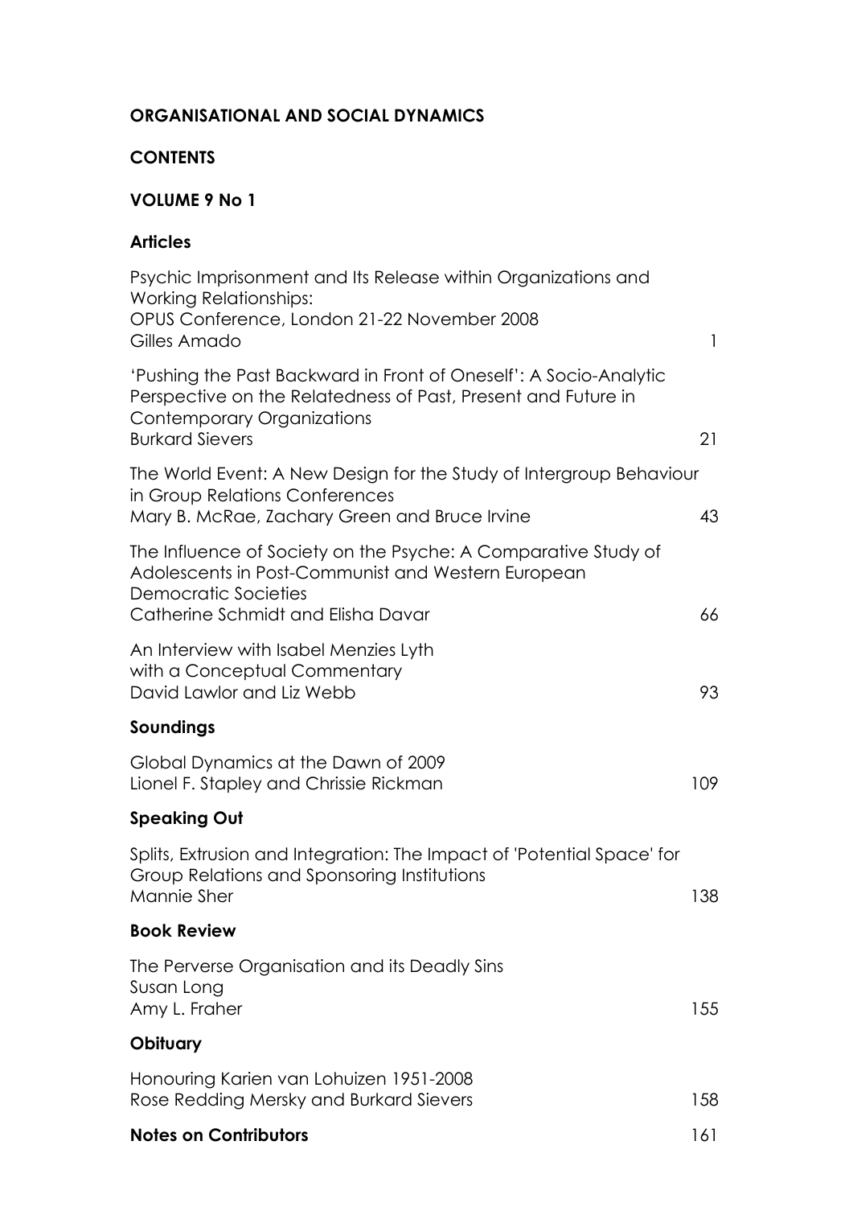# ORGANISATIONAL AND SOCIAL DYNAMICS

## CONTENTS

## VOLUME 9 No 1

### Articles

Psychic Imprisonment and Its Release within Organizations and Working Relationships:
OPUS Conference, London 21-22 November 2008
Gilles Amado — 1

'Pushing the Past Backward in Front of Oneself': A Socio-Analytic Perspective on the Relatedness of Past, Present and Future in Contemporary Organizations
Burkard Sievers — 21

The World Event: A New Design for the Study of Intergroup Behaviour in Group Relations Conferences
Mary B. McRae, Zachary Green and Bruce Irvine — 43

The Influence of Society on the Psyche: A Comparative Study of Adolescents in Post-Communist and Western European Democratic Societies
Catherine Schmidt and Elisha Davar — 66

An Interview with Isabel Menzies Lyth with a Conceptual Commentary
David Lawlor and Liz Webb — 93

### Soundings

Global Dynamics at the Dawn of 2009
Lionel F. Stapley and Chrissie Rickman — 109

### Speaking Out

Splits, Extrusion and Integration: The Impact of 'Potential Space' for Group Relations and Sponsoring Institutions
Mannie Sher — 138

### Book Review

The Perverse Organisation and its Deadly Sins
Susan Long
Amy L. Fraher — 155

### Obituary

Honouring Karien van Lohuizen 1951-2008
Rose Redding Mersky and Burkard Sievers — 158

### Notes on Contributors — 161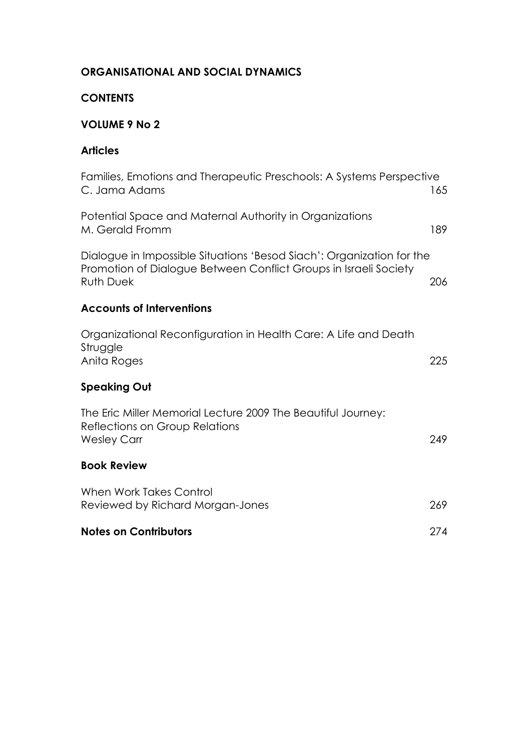**ORGANISATIONAL AND SOCIAL DYNAMICS**

**CONTENTS**

**VOLUME 9 No 2**

**Articles**

Families, Emotions and Therapeutic Preschools: A Systems Perspective
C. Jama Adams 165

Potential Space and Maternal Authority in Organizations
M. Gerald Fromm 189

Dialogue in Impossible Situations 'Besod Siach': Organization for the Promotion of Dialogue Between Conflict Groups in Israeli Society
Ruth Duek 206

**Accounts of Interventions**

Organizational Reconfiguration in Health Care: A Life and Death Struggle
Anita Roges 225

**Speaking Out**

The Eric Miller Memorial Lecture 2009 The Beautiful Journey: Reflections on Group Relations
Wesley Carr 249

**Book Review**

When Work Takes Control
Reviewed by Richard Morgan-Jones 269

**Notes on Contributors** 274